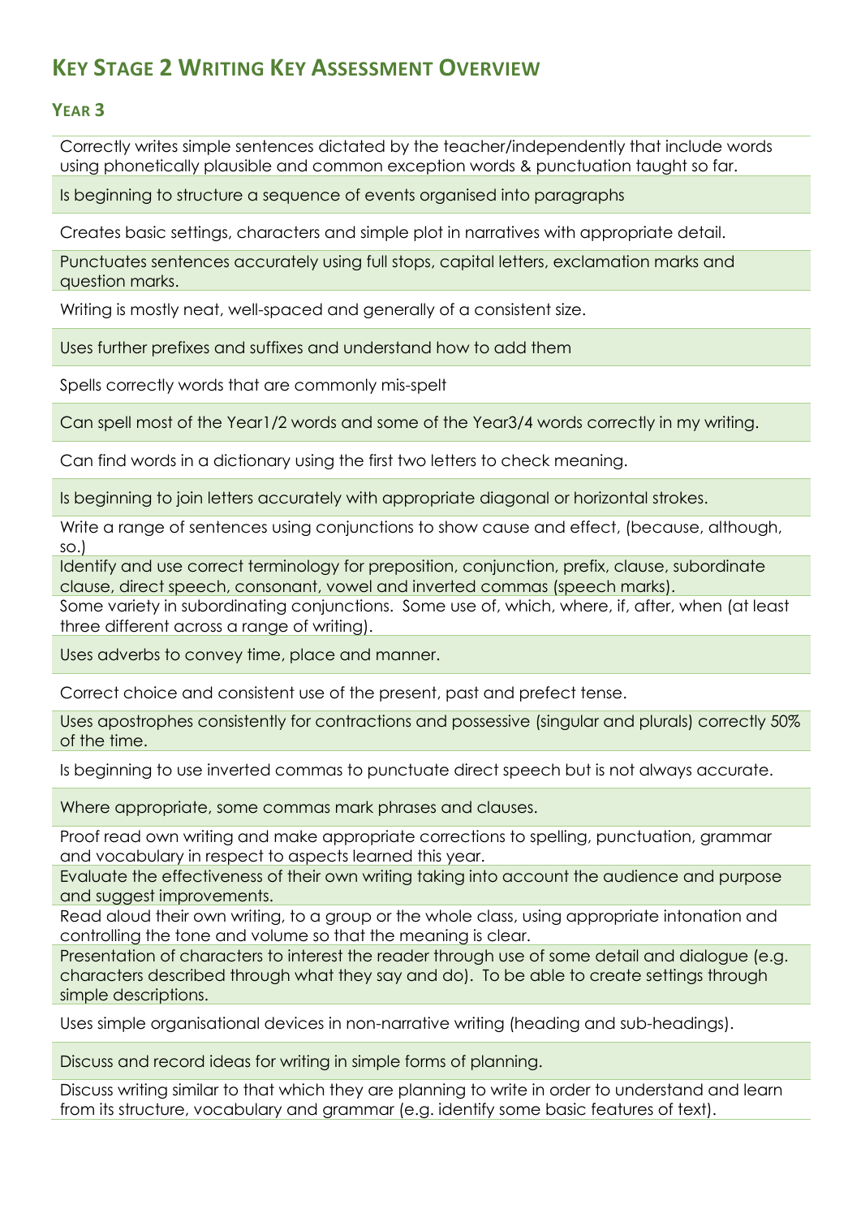## KEY STAGE 2 WRITING KEY ASSESSMENT OVERVIEW

### YEAR 3

| |
|---|
| Correctly writes simple sentences dictated by the teacher/independently that include words using phonetically plausible and common exception words & punctuation taught so far. |
| Is beginning to structure a sequence of events organised into paragraphs |
| Creates basic settings, characters and simple plot in narratives with appropriate detail. |
| Punctuates sentences accurately using full stops, capital letters, exclamation marks and question marks. |
| Writing is mostly neat, well-spaced and generally of a consistent size. |
| Uses further prefixes and suffixes and understand how to add them |
| Spells correctly words that are commonly mis-spelt |
| Can spell most of the Year1/2 words and some of the Year3/4 words correctly in my writing. |
| Can find words in a dictionary using the first two letters to check meaning. |
| Is beginning to join letters accurately with appropriate diagonal or horizontal strokes. |
| Write a range of sentences using conjunctions to show cause and effect, (because, although, so.) |
| Identify and use correct terminology for preposition, conjunction, prefix, clause, subordinate clause, direct speech, consonant, vowel and inverted commas (speech marks). |
| Some variety in subordinating conjunctions.  Some use of, which, where, if, after, when (at least three different across a range of writing). |
| Uses adverbs to convey time, place and manner. |
| Correct choice and consistent use of the present, past and prefect tense. |
| Uses apostrophes consistently for contractions and possessive (singular and plurals) correctly 50% of the time. |
| Is beginning to use inverted commas to punctuate direct speech but is not always accurate. |
| Where appropriate, some commas mark phrases and clauses. |
| Proof read own writing and make appropriate corrections to spelling, punctuation, grammar and vocabulary in respect to aspects learned this year. |
| Evaluate the effectiveness of their own writing taking into account the audience and purpose and suggest improvements. |
| Read aloud their own writing, to a group or the whole class, using appropriate intonation and controlling the tone and volume so that the meaning is clear. |
| Presentation of characters to interest the reader through use of some detail and dialogue (e.g. characters described through what they say and do).  To be able to create settings through simple descriptions. |
| Uses simple organisational devices in non-narrative writing (heading and sub-headings). |
| Discuss and record ideas for writing in simple forms of planning. |
| Discuss writing similar to that which they are planning to write in order to understand and learn from its structure, vocabulary and grammar (e.g. identify some basic features of text). |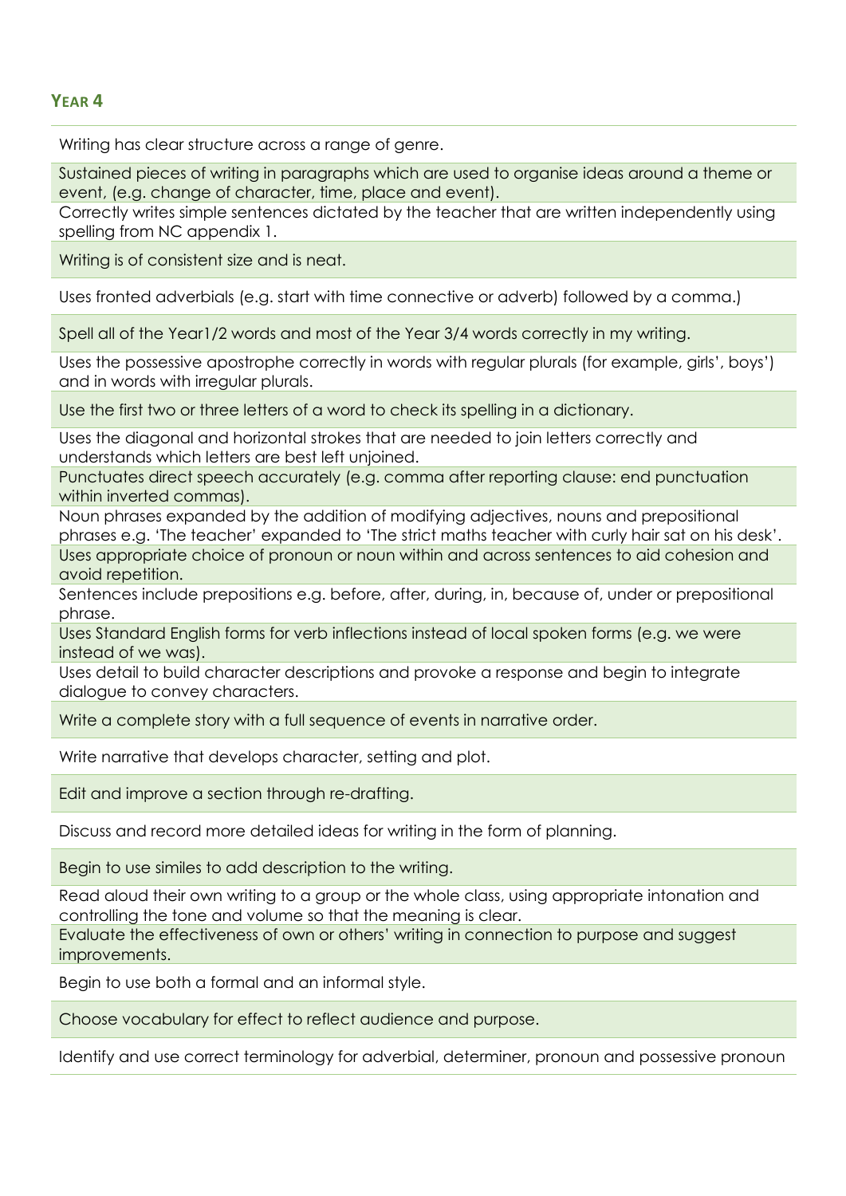## YEAR 4

- Writing has clear structure across a range of genre.
- Sustained pieces of writing in paragraphs which are used to organise ideas around a theme or event, (e.g. change of character, time, place and event).
- Correctly writes simple sentences dictated by the teacher that are written independently using spelling from NC appendix 1.
- Writing is of consistent size and is neat.
- Uses fronted adverbials (e.g. start with time connective or adverb) followed by a comma.)
- Spell all of the Year1/2 words and most of the Year 3/4 words correctly in my writing.
- Uses the possessive apostrophe correctly in words with regular plurals (for example, girls', boys') and in words with irregular plurals.
- Use the first two or three letters of a word to check its spelling in a dictionary.
- Uses the diagonal and horizontal strokes that are needed to join letters correctly and understands which letters are best left unjoined.
- Punctuates direct speech accurately (e.g. comma after reporting clause: end punctuation within inverted commas).
- Noun phrases expanded by the addition of modifying adjectives, nouns and prepositional phrases e.g. 'The teacher' expanded to 'The strict maths teacher with curly hair sat on his desk'.
- Uses appropriate choice of pronoun or noun within and across sentences to aid cohesion and avoid repetition.
- Sentences include prepositions e.g. before, after, during, in, because of, under or prepositional phrase.
- Uses Standard English forms for verb inflections instead of local spoken forms (e.g. we were instead of we was).
- Uses detail to build character descriptions and provoke a response and begin to integrate dialogue to convey characters.
- Write a complete story with a full sequence of events in narrative order.
- Write narrative that develops character, setting and plot.
- Edit and improve a section through re-drafting.
- Discuss and record more detailed ideas for writing in the form of planning.
- Begin to use similes to add description to the writing.
- Read aloud their own writing to a group or the whole class, using appropriate intonation and controlling the tone and volume so that the meaning is clear.
- Evaluate the effectiveness of own or others' writing in connection to purpose and suggest improvements.
- Begin to use both a formal and an informal style.
- Choose vocabulary for effect to reflect audience and purpose.
- Identify and use correct terminology for adverbial, determiner, pronoun and possessive pronoun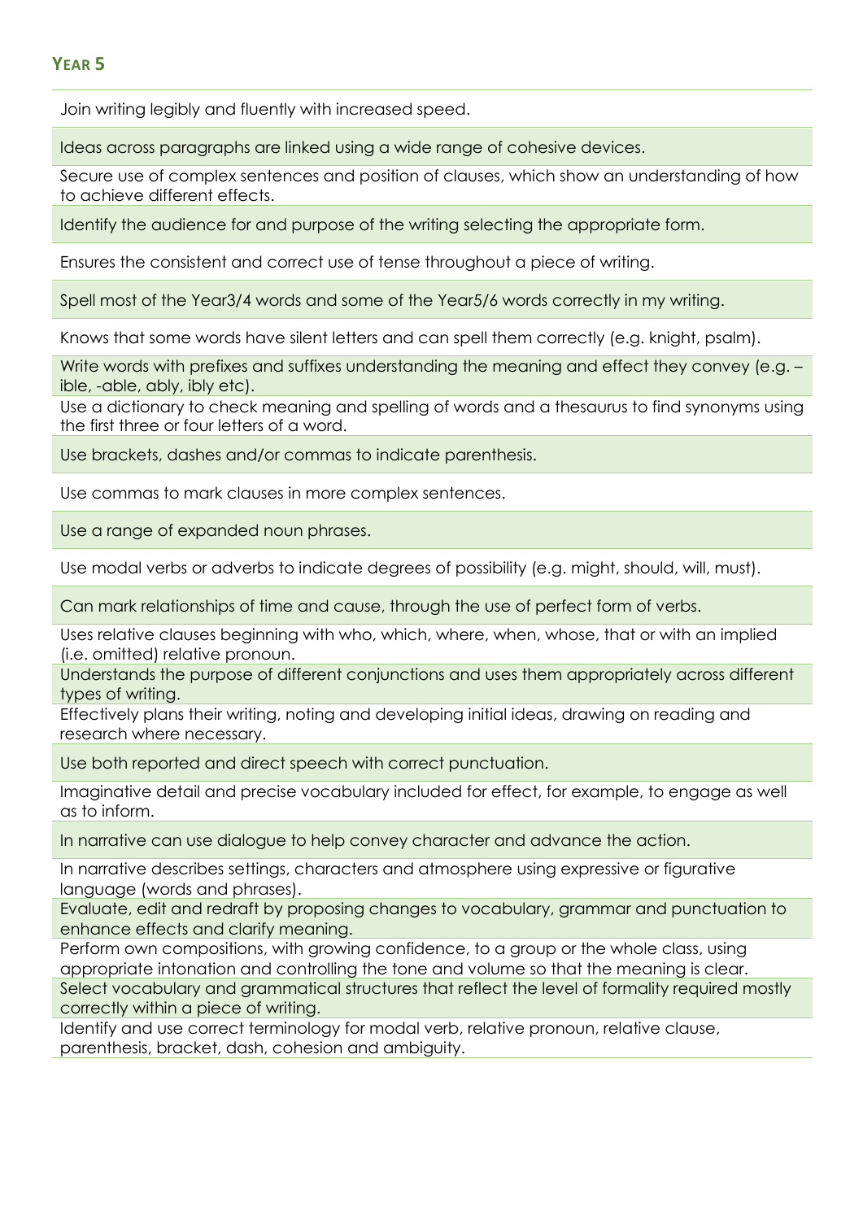## Year 5

Join writing legibly and fluently with increased speed.

Ideas across paragraphs are linked using a wide range of cohesive devices.

Secure use of complex sentences and position of clauses, which show an understanding of how to achieve different effects.

Identify the audience for and purpose of the writing selecting the appropriate form.

Ensures the consistent and correct use of tense throughout a piece of writing.

Spell most of the Year3/4 words and some of the Year5/6 words correctly in my writing.

Knows that some words have silent letters and can spell them correctly (e.g. knight, psalm).

Write words with prefixes and suffixes understanding the meaning and effect they convey (e.g. –ible, -able, ably, ibly etc).

Use a dictionary to check meaning and spelling of words and a thesaurus to find synonyms using the first three or four letters of a word.

Use brackets, dashes and/or commas to indicate parenthesis.

Use commas to mark clauses in more complex sentences.

Use a range of expanded noun phrases.

Use modal verbs or adverbs to indicate degrees of possibility (e.g. might, should, will, must).

Can mark relationships of time and cause, through the use of perfect form of verbs.

Uses relative clauses beginning with who, which, where, when, whose, that or with an implied (i.e. omitted) relative pronoun.

Understands the purpose of different conjunctions and uses them appropriately across different types of writing.

Effectively plans their writing, noting and developing initial ideas, drawing on reading and research where necessary.

Use both reported and direct speech with correct punctuation.

Imaginative detail and precise vocabulary included for effect, for example, to engage as well as to inform.

In narrative can use dialogue to help convey character and advance the action.

In narrative describes settings, characters and atmosphere using expressive or figurative language (words and phrases).

Evaluate, edit and redraft by proposing changes to vocabulary, grammar and punctuation to enhance effects and clarify meaning.

Perform own compositions, with growing confidence, to a group or the whole class, using appropriate intonation and controlling the tone and volume so that the meaning is clear.

Select vocabulary and grammatical structures that reflect the level of formality required mostly correctly within a piece of writing.

Identify and use correct terminology for modal verb, relative pronoun, relative clause, parenthesis, bracket, dash, cohesion and ambiguity.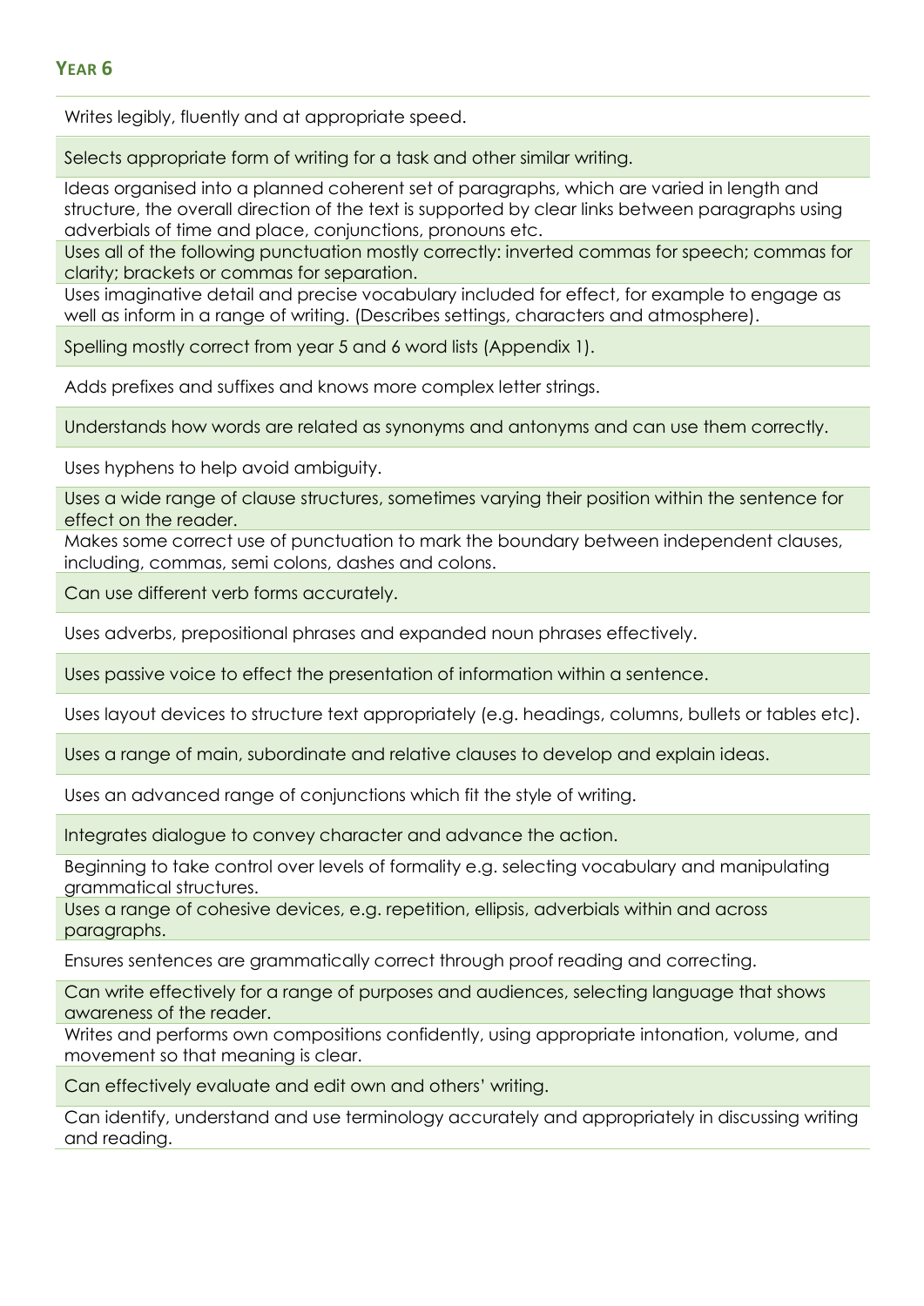## YEAR 6

Writes legibly, fluently and at appropriate speed.

Selects appropriate form of writing for a task and other similar writing.

Ideas organised into a planned coherent set of paragraphs, which are varied in length and structure, the overall direction of the text is supported by clear links between paragraphs using adverbials of time and place, conjunctions, pronouns etc.

Uses all of the following punctuation mostly correctly: inverted commas for speech; commas for clarity; brackets or commas for separation.

Uses imaginative detail and precise vocabulary included for effect, for example to engage as well as inform in a range of writing. (Describes settings, characters and atmosphere).

Spelling mostly correct from year 5 and 6 word lists (Appendix 1).

Adds prefixes and suffixes and knows more complex letter strings.

Understands how words are related as synonyms and antonyms and can use them correctly.

Uses hyphens to help avoid ambiguity.

Uses a wide range of clause structures, sometimes varying their position within the sentence for effect on the reader.

Makes some correct use of punctuation to mark the boundary between independent clauses, including, commas, semi colons, dashes and colons.

Can use different verb forms accurately.

Uses adverbs, prepositional phrases and expanded noun phrases effectively.

Uses passive voice to effect the presentation of information within a sentence.

Uses layout devices to structure text appropriately (e.g. headings, columns, bullets or tables etc).

Uses a range of main, subordinate and relative clauses to develop and explain ideas.

Uses an advanced range of conjunctions which fit the style of writing.

Integrates dialogue to convey character and advance the action.

Beginning to take control over levels of formality e.g. selecting vocabulary and manipulating grammatical structures.

Uses a range of cohesive devices, e.g. repetition, ellipsis, adverbials within and across paragraphs.

Ensures sentences are grammatically correct through proof reading and correcting.

Can write effectively for a range of purposes and audiences, selecting language that shows awareness of the reader.

Writes and performs own compositions confidently, using appropriate intonation, volume, and movement so that meaning is clear.

Can effectively evaluate and edit own and others' writing.

Can identify, understand and use terminology accurately and appropriately in discussing writing and reading.